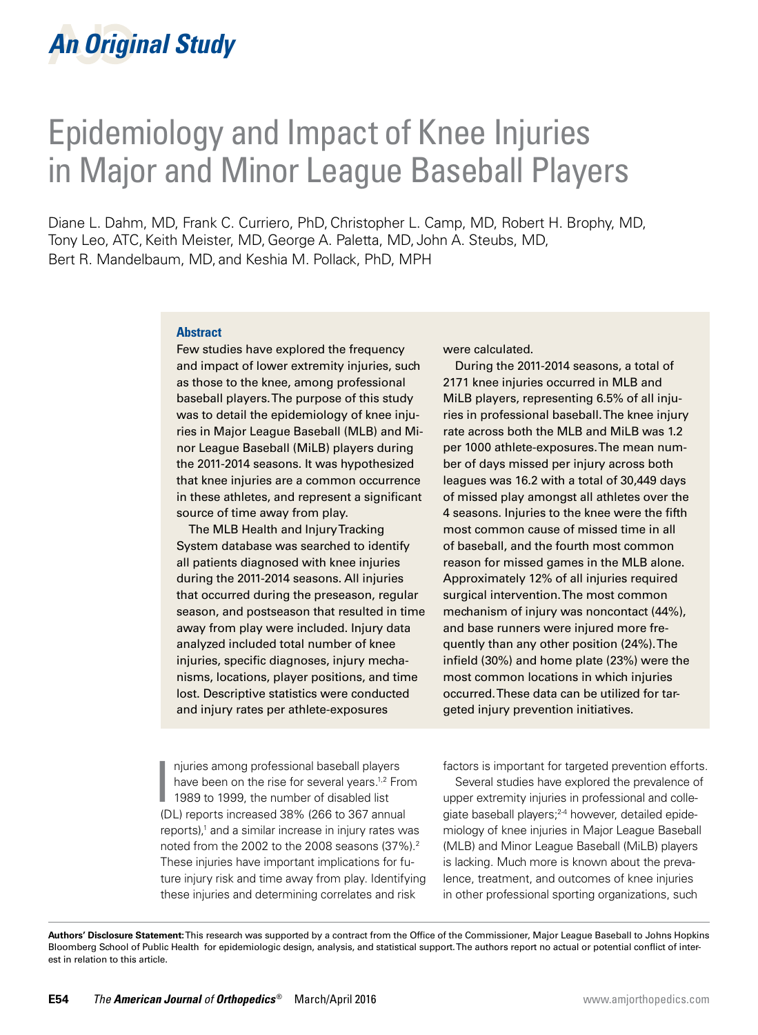An Original Study

# Epidemiology and Impact of Knee Injuries in Major and Minor League Baseball Players

Diane L. Dahm, MD, Frank C. Curriero, PhD, Christopher L. Camp, MD, Robert H. Brophy, MD, Tony Leo, ATC, Keith Meister, MD, George A. Paletta, MD, John A. Steubs, MD, Bert R. Mandelbaum, MD, and Keshia M. Pollack, PhD, MPH

## Abstract

Few studies have explored the frequency and impact of lower extremity injuries, such as those to the knee, among professional baseball players. The purpose of this study was to detail the epidemiology of knee injuries in Major League Baseball (MLB) and Minor League Baseball (MiLB) players during the 2011-2014 seasons. It was hypothesized that knee injuries are a common occurrence in these athletes, and represent a significant source of time away from play.

The MLB Health and Injury Tracking System database was searched to identify all patients diagnosed with knee injuries during the 2011-2014 seasons. All injuries that occurred during the preseason, regular season, and postseason that resulted in time away from play were included. Injury data analyzed included total number of knee injuries, specific diagnoses, injury mechanisms, locations, player positions, and time lost. Descriptive statistics were conducted and injury rates per athlete-exposures were calculated.

During the 2011-2014 seasons, a total of 2171 knee injuries occurred in MLB and MiLB players, representing 6.5% of all injuries in professional baseball. The knee injury rate across both the MLB and MiLB was 1.2 per 1000 athlete-exposures. The mean number of days missed per injury across both leagues was 16.2 with a total of 30,449 days of missed play amongst all athletes over the 4 seasons. Injuries to the knee were the fifth most common cause of missed time in all of baseball, and the fourth most common reason for missed games in the MLB alone. Approximately 12% of all injuries required surgical intervention. The most common mechanism of injury was noncontact (44%), and base runners were injured more frequently than any other position (24%). The infield (30%) and home plate (23%) were the most common locations in which injuries occurred. These data can be utilized for targeted injury prevention initiatives.

Injuries among professional baseball players have been on the rise for several years.[1,2] From 1989 to 1999, the number of disabled list (DL) reports increased 38% (266 to 367 annual reports),[1] and a similar increase in injury rates was noted from the 2002 to the 2008 seasons (37%).[2] These injuries have important implications for future injury risk and time away from play. Identifying these injuries and determining correlates and risk factors is important for targeted prevention efforts.

Several studies have explored the prevalence of upper extremity injuries in professional and collegiate baseball players;[2-4] however, detailed epidemiology of knee injuries in Major League Baseball (MLB) and Minor League Baseball (MiLB) players is lacking. Much more is known about the prevalence, treatment, and outcomes of knee injuries in other professional sporting organizations, such

**Authors' Disclosure Statement:** This research was supported by a contract from the Office of the Commissioner, Major League Baseball to Johns Hopkins Bloomberg School of Public Health for epidemiologic design, analysis, and statistical support. The authors report no actual or potential conflict of interest in relation to this article.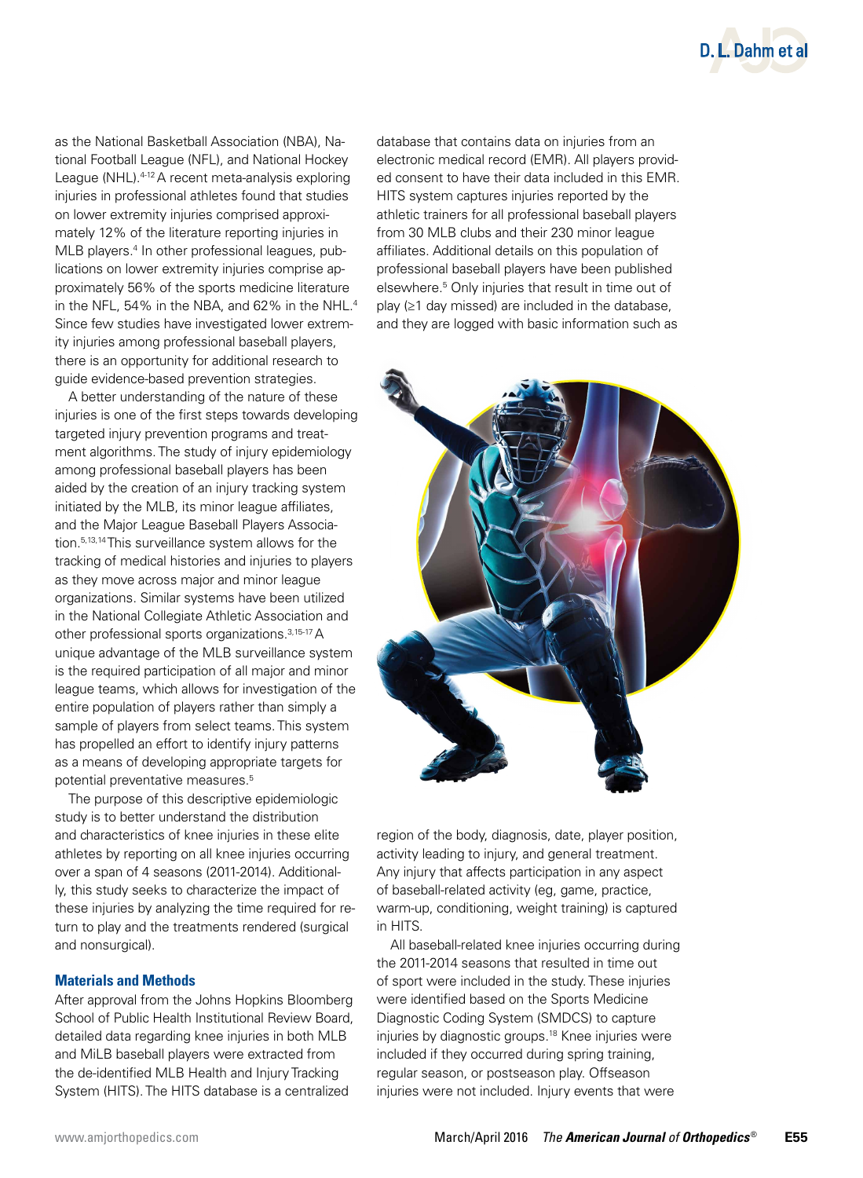as the National Basketball Association (NBA), National Football League (NFL), and National Hockey League (NHL).[4-12] A recent meta-analysis exploring injuries in professional athletes found that studies on lower extremity injuries comprised approximately 12% of the literature reporting injuries in MLB players.[4] In other professional leagues, publications on lower extremity injuries comprise approximately 56% of the sports medicine literature in the NFL, 54% in the NBA, and 62% in the NHL.[4] Since few studies have investigated lower extremity injuries among professional baseball players, there is an opportunity for additional research to guide evidence-based prevention strategies.

A better understanding of the nature of these injuries is one of the first steps towards developing targeted injury prevention programs and treatment algorithms. The study of injury epidemiology among professional baseball players has been aided by the creation of an injury tracking system initiated by the MLB, its minor league affiliates, and the Major League Baseball Players Association.[5,13,14] This surveillance system allows for the tracking of medical histories and injuries to players as they move across major and minor league organizations. Similar systems have been utilized in the National Collegiate Athletic Association and other professional sports organizations.[3,15-17] A unique advantage of the MLB surveillance system is the required participation of all major and minor league teams, which allows for investigation of the entire population of players rather than simply a sample of players from select teams. This system has propelled an effort to identify injury patterns as a means of developing appropriate targets for potential preventative measures.[5]

The purpose of this descriptive epidemiologic study is to better understand the distribution and characteristics of knee injuries in these elite athletes by reporting on all knee injuries occurring over a span of 4 seasons (2011-2014). Additionally, this study seeks to characterize the impact of these injuries by analyzing the time required for return to play and the treatments rendered (surgical and nonsurgical).

## Materials and Methods

After approval from the Johns Hopkins Bloomberg School of Public Health Institutional Review Board, detailed data regarding knee injuries in both MLB and MiLB baseball players were extracted from the de-identified MLB Health and Injury Tracking System (HITS). The HITS database is a centralized database that contains data on injuries from an electronic medical record (EMR). All players provided consent to have their data included in this EMR. HITS system captures injuries reported by the athletic trainers for all professional baseball players from 30 MLB clubs and their 230 minor league affiliates. Additional details on this population of professional baseball players have been published elsewhere.[5] Only injuries that result in time out of play (≥1 day missed) are included in the database, and they are logged with basic information such as region of the body, diagnosis, date, player position, activity leading to injury, and general treatment. Any injury that affects participation in any aspect of baseball-related activity (eg, game, practice, warm-up, conditioning, weight training) is captured in HITS.

All baseball-related knee injuries occurring during the 2011-2014 seasons that resulted in time out of sport were included in the study. These injuries were identified based on the Sports Medicine Diagnostic Coding System (SMDCS) to capture injuries by diagnostic groups.[18] Knee injuries were included if they occurred during spring training, regular season, or postseason play. Offseason injuries were not included. Injury events that were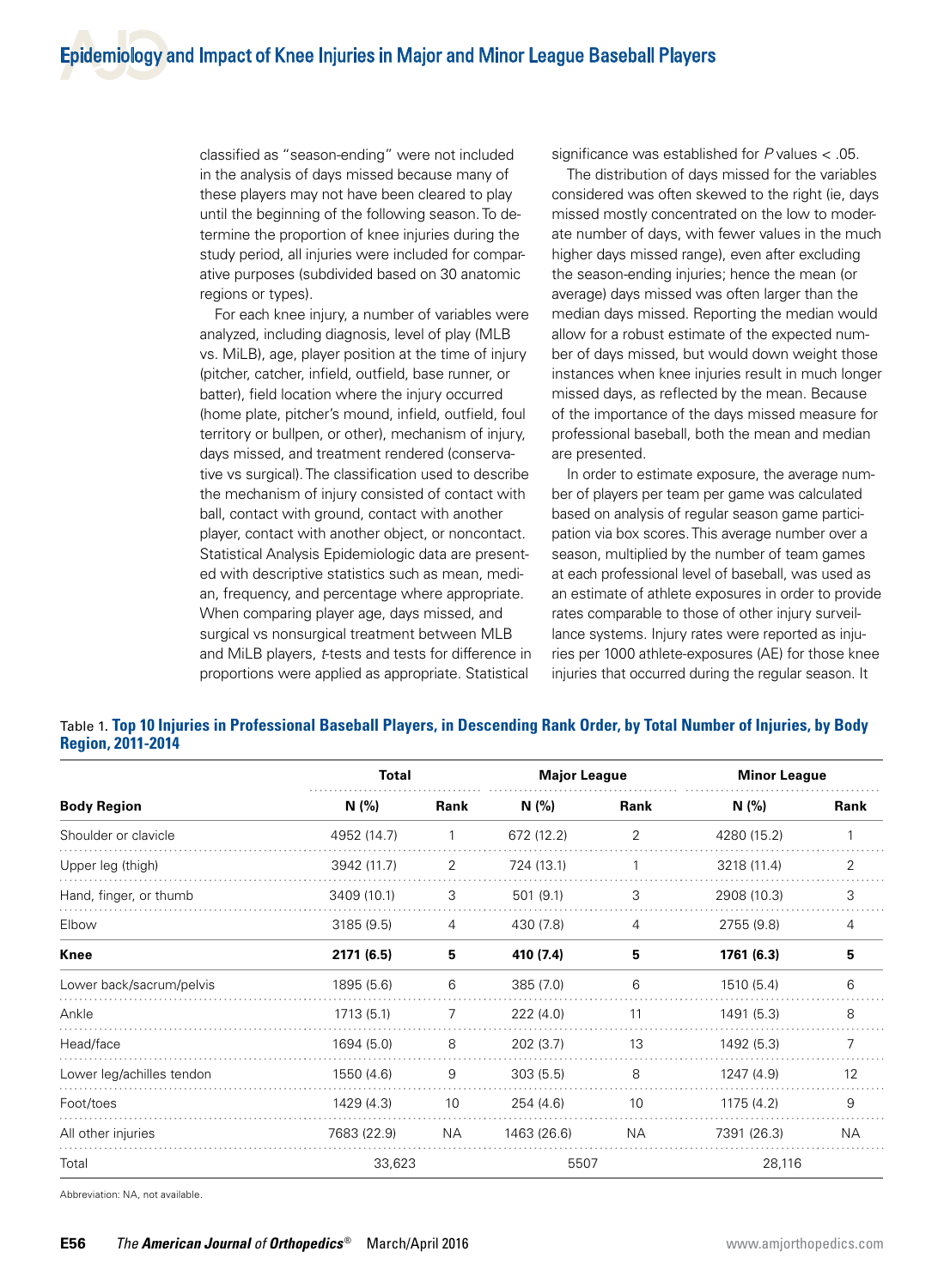classified as "season-ending" were not included in the analysis of days missed because many of these players may not have been cleared to play until the beginning of the following season. To determine the proportion of knee injuries during the study period, all injuries were included for comparative purposes (subdivided based on 30 anatomic regions or types).

For each knee injury, a number of variables were analyzed, including diagnosis, level of play (MLB vs. MiLB), age, player position at the time of injury (pitcher, catcher, infield, outfield, base runner, or batter), field location where the injury occurred (home plate, pitcher's mound, infield, outfield, foul territory or bullpen, or other), mechanism of injury, days missed, and treatment rendered (conservative vs surgical). The classification used to describe the mechanism of injury consisted of contact with ball, contact with ground, contact with another player, contact with another object, or noncontact. Statistical Analysis Epidemiologic data are presented with descriptive statistics such as mean, median, frequency, and percentage where appropriate. When comparing player age, days missed, and surgical vs nonsurgical treatment between MLB and MiLB players, *t*-tests and tests for difference in proportions were applied as appropriate. Statistical significance was established for *P* values < .05.

The distribution of days missed for the variables considered was often skewed to the right (ie, days missed mostly concentrated on the low to moderate number of days, with fewer values in the much higher days missed range), even after excluding the season-ending injuries; hence the mean (or average) days missed was often larger than the median days missed. Reporting the median would allow for a robust estimate of the expected number of days missed, but would down weight those instances when knee injuries result in much longer missed days, as reflected by the mean. Because of the importance of the days missed measure for professional baseball, both the mean and median are presented.

In order to estimate exposure, the average number of players per team per game was calculated based on analysis of regular season game participation via box scores. This average number over a season, multiplied by the number of team games at each professional level of baseball, was used as an estimate of athlete exposures in order to provide rates comparable to those of other injury surveillance systems. Injury rates were reported as injuries per 1000 athlete-exposures (AE) for those knee injuries that occurred during the regular season. It

Table 1. **Top 10 Injuries in Professional Baseball Players, in Descending Rank Order, by Total Number of Injuries, by Body Region, 2011-2014**

| | Total | | Major League | | Minor League | |
|---|---|---|---|---|---|---|
| **Body Region** | **N (%)** | **Rank** | **N (%)** | **Rank** | **N (%)** | **Rank** |
| Shoulder or clavicle | 4952 (14.7) | 1 | 672 (12.2) | 2 | 4280 (15.2) | 1 |
| Upper leg (thigh) | 3942 (11.7) | 2 | 724 (13.1) | 1 | 3218 (11.4) | 2 |
| Hand, finger, or thumb | 3409 (10.1) | 3 | 501 (9.1) | 3 | 2908 (10.3) | 3 |
| Elbow | 3185 (9.5) | 4 | 430 (7.8) | 4 | 2755 (9.8) | 4 |
| **Knee** | **2171 (6.5)** | **5** | **410 (7.4)** | **5** | **1761 (6.3)** | **5** |
| Lower back/sacrum/pelvis | 1895 (5.6) | 6 | 385 (7.0) | 6 | 1510 (5.4) | 6 |
| Ankle | 1713 (5.1) | 7 | 222 (4.0) | 11 | 1491 (5.3) | 8 |
| Head/face | 1694 (5.0) | 8 | 202 (3.7) | 13 | 1492 (5.3) | 7 |
| Lower leg/achilles tendon | 1550 (4.6) | 9 | 303 (5.5) | 8 | 1247 (4.9) | 12 |
| Foot/toes | 1429 (4.3) | 10 | 254 (4.6) | 10 | 1175 (4.2) | 9 |
| All other injuries | 7683 (22.9) | NA | 1463 (26.6) | NA | 7391 (26.3) | NA |
| Total | 33,623 | | 5507 | | 28,116 | |

Abbreviation: NA, not available.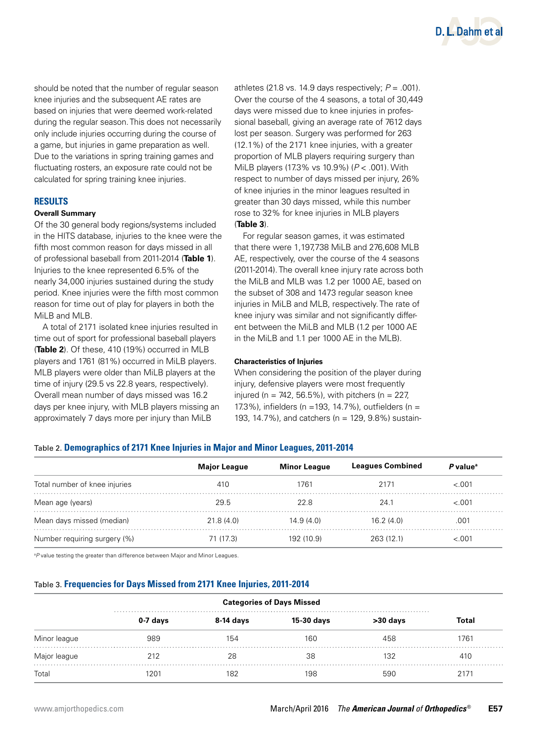should be noted that the number of regular season knee injuries and the subsequent AE rates are based on injuries that were deemed work-related during the regular season. This does not necessarily only include injuries occurring during the course of a game, but injuries in game preparation as well. Due to the variations in spring training games and fluctuating rosters, an exposure rate could not be calculated for spring training knee injuries.

## RESULTS

### Overall Summary

Of the 30 general body regions/systems included in the HITS database, injuries to the knee were the fifth most common reason for days missed in all of professional baseball from 2011-2014 (**Table 1**). Injuries to the knee represented 6.5% of the nearly 34,000 injuries sustained during the study period. Knee injuries were the fifth most common reason for time out of play for players in both the MiLB and MLB.

A total of 2171 isolated knee injuries resulted in time out of sport for professional baseball players (**Table 2**). Of these, 410 (19%) occurred in MLB players and 1761 (81%) occurred in MiLB players. MLB players were older than MiLB players at the time of injury (29.5 vs 22.8 years, respectively). Overall mean number of days missed was 16.2 days per knee injury, with MLB players missing an approximately 7 days more per injury than MiLB athletes (21.8 vs. 14.9 days respectively; $P = .001$). Over the course of the 4 seasons, a total of 30,449 days were missed due to knee injuries in professional baseball, giving an average rate of 7612 days lost per season. Surgery was performed for 263 (12.1%) of the 2171 knee injuries, with a greater proportion of MLB players requiring surgery than MiLB players (17.3% vs 10.9%) ($P < .001$). With respect to number of days missed per injury, 26% of knee injuries in the minor leagues resulted in greater than 30 days missed, while this number rose to 32% for knee injuries in MLB players (**Table 3**).

For regular season games, it was estimated that there were 1,197,738 MiLB and 276,608 MLB AE, respectively, over the course of the 4 seasons (2011-2014). The overall knee injury rate across both the MiLB and MLB was 1.2 per 1000 AE, based on the subset of 308 and 1473 regular season knee injuries in MiLB and MLB, respectively. The rate of knee injury was similar and not significantly different between the MiLB and MLB (1.2 per 1000 AE in the MiLB and 1.1 per 1000 AE in the MLB).

### Characteristics of Injuries

When considering the position of the player during injury, defensive players were most frequently injured (n = 742, 56.5%), with pitchers (n = 227, 17.3%), infielders (n =193, 14.7%), outfielders (n = 193, 14.7%), and catchers (n = 129, 9.8%) sustain-

Table 2. **Demographics of 2171 Knee Injuries in Major and Minor Leagues, 2011-2014**

| | Major League | Minor League | Leagues Combined | *P* value[a] |
|---|---|---|---|---|
| Total number of knee injuries | 410 | 1761 | 2171 | <.001 |
| Mean age (years) | 29.5 | 22.8 | 24.1 | <.001 |
| Mean days missed (median) | 21.8 (4.0) | 14.9 (4.0) | 16.2 (4.0) | .001 |
| Number requiring surgery (%) | 71 (17.3) | 192 (10.9) | 263 (12.1) | <.001 |

[a]*P* value testing the greater than difference between Major and Minor Leagues.

Table 3. **Frequencies for Days Missed from 2171 Knee Injuries, 2011-2014**

| | Categories of Days Missed | | | | |
|---|---|---|---|---|---|
| | 0-7 days | 8-14 days | 15-30 days | >30 days | Total |
| Minor league | 989 | 154 | 160 | 458 | 1761 |
| Major league | 212 | 28 | 38 | 132 | 410 |
| Total | 1201 | 182 | 198 | 590 | 2171 |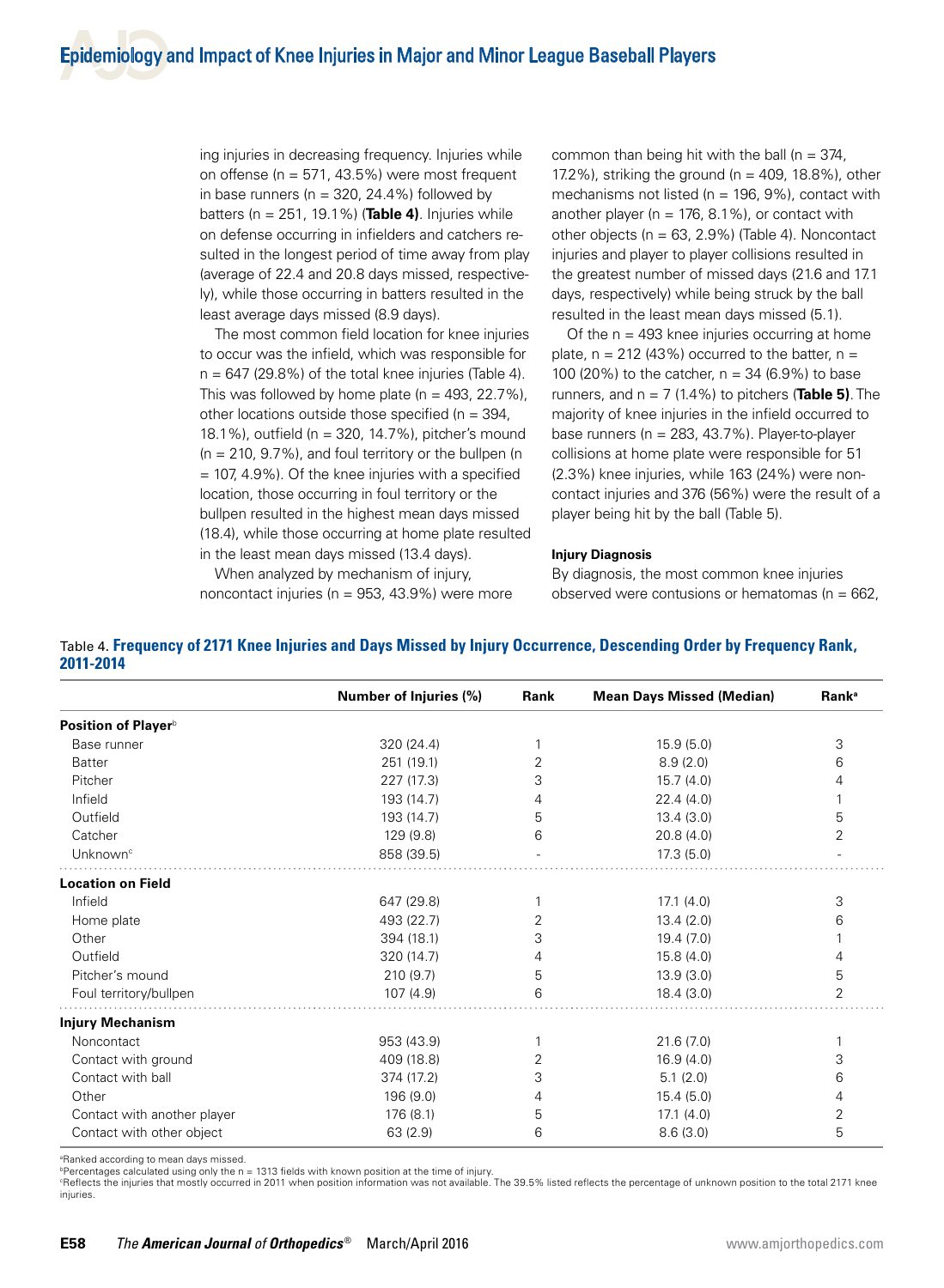ing injuries in decreasing frequency. Injuries while on offense (n = 571, 43.5%) were most frequent in base runners (n = 320, 24.4%) followed by batters (n = 251, 19.1%) (**Table 4**). Injuries while on defense occurring in infielders and catchers resulted in the longest period of time away from play (average of 22.4 and 20.8 days missed, respectively), while those occurring in batters resulted in the least average days missed (8.9 days).

The most common field location for knee injuries to occur was the infield, which was responsible for n = 647 (29.8%) of the total knee injuries (Table 4). This was followed by home plate (n = 493, 22.7%), other locations outside those specified (n = 394, 18.1%), outfield (n = 320, 14.7%), pitcher's mound (n = 210, 9.7%), and foul territory or the bullpen (n = 107, 4.9%). Of the knee injuries with a specified location, those occurring in foul territory or the bullpen resulted in the highest mean days missed (18.4), while those occurring at home plate resulted in the least mean days missed (13.4 days).

When analyzed by mechanism of injury, noncontact injuries (n = 953, 43.9%) were more common than being hit with the ball (n = 374, 17.2%), striking the ground (n = 409, 18.8%), other mechanisms not listed (n = 196, 9%), contact with another player (n = 176, 8.1%), or contact with other objects (n = 63, 2.9%) (Table 4). Noncontact injuries and player to player collisions resulted in the greatest number of missed days (21.6 and 17.1 days, respectively) while being struck by the ball resulted in the least mean days missed (5.1).

Of the n = 493 knee injuries occurring at home plate, n = 212 (43%) occurred to the batter, n = 100 (20%) to the catcher, n = 34 (6.9%) to base runners, and n = 7 (1.4%) to pitchers (**Table 5**). The majority of knee injuries in the infield occurred to base runners (n = 283, 43.7%). Player-to-player collisions at home plate were responsible for 51 (2.3%) knee injuries, while 163 (24%) were noncontact injuries and 376 (56%) were the result of a player being hit by the ball (Table 5).

### Injury Diagnosis

By diagnosis, the most common knee injuries observed were contusions or hematomas (n = 662,

Table 4. **Frequency of 2171 Knee Injuries and Days Missed by Injury Occurrence, Descending Order by Frequency Rank, 2011-2014**

| | Number of Injuries (%) | Rank | Mean Days Missed (Median) | Rank[a] |
|---|---|---|---|---|
| **Position of Player**[b] | | | | |
| Base runner | 320 (24.4) | 1 | 15.9 (5.0) | 3 |
| Batter | 251 (19.1) | 2 | 8.9 (2.0) | 6 |
| Pitcher | 227 (17.3) | 3 | 15.7 (4.0) | 4 |
| Infield | 193 (14.7) | 4 | 22.4 (4.0) | 1 |
| Outfield | 193 (14.7) | 5 | 13.4 (3.0) | 5 |
| Catcher | 129 (9.8) | 6 | 20.8 (4.0) | 2 |
| Unknown[c] | 858 (39.5) | - | 17.3 (5.0) | - |
| **Location on Field** | | | | |
| Infield | 647 (29.8) | 1 | 17.1 (4.0) | 3 |
| Home plate | 493 (22.7) | 2 | 13.4 (2.0) | 6 |
| Other | 394 (18.1) | 3 | 19.4 (7.0) | 1 |
| Outfield | 320 (14.7) | 4 | 15.8 (4.0) | 4 |
| Pitcher's mound | 210 (9.7) | 5 | 13.9 (3.0) | 5 |
| Foul territory/bullpen | 107 (4.9) | 6 | 18.4 (3.0) | 2 |
| **Injury Mechanism** | | | | |
| Noncontact | 953 (43.9) | 1 | 21.6 (7.0) | 1 |
| Contact with ground | 409 (18.8) | 2 | 16.9 (4.0) | 3 |
| Contact with ball | 374 (17.2) | 3 | 5.1 (2.0) | 6 |
| Other | 196 (9.0) | 4 | 15.4 (5.0) | 4 |
| Contact with another player | 176 (8.1) | 5 | 17.1 (4.0) | 2 |
| Contact with other object | 63 (2.9) | 6 | 8.6 (3.0) | 5 |

[a]Ranked according to mean days missed.
[b]Percentages calculated using only the n = 1313 fields with known position at the time of injury.
[c]Reflects the injuries that mostly occurred in 2011 when position information was not available. The 39.5% listed reflects the percentage of unknown position to the total 2171 knee injuries.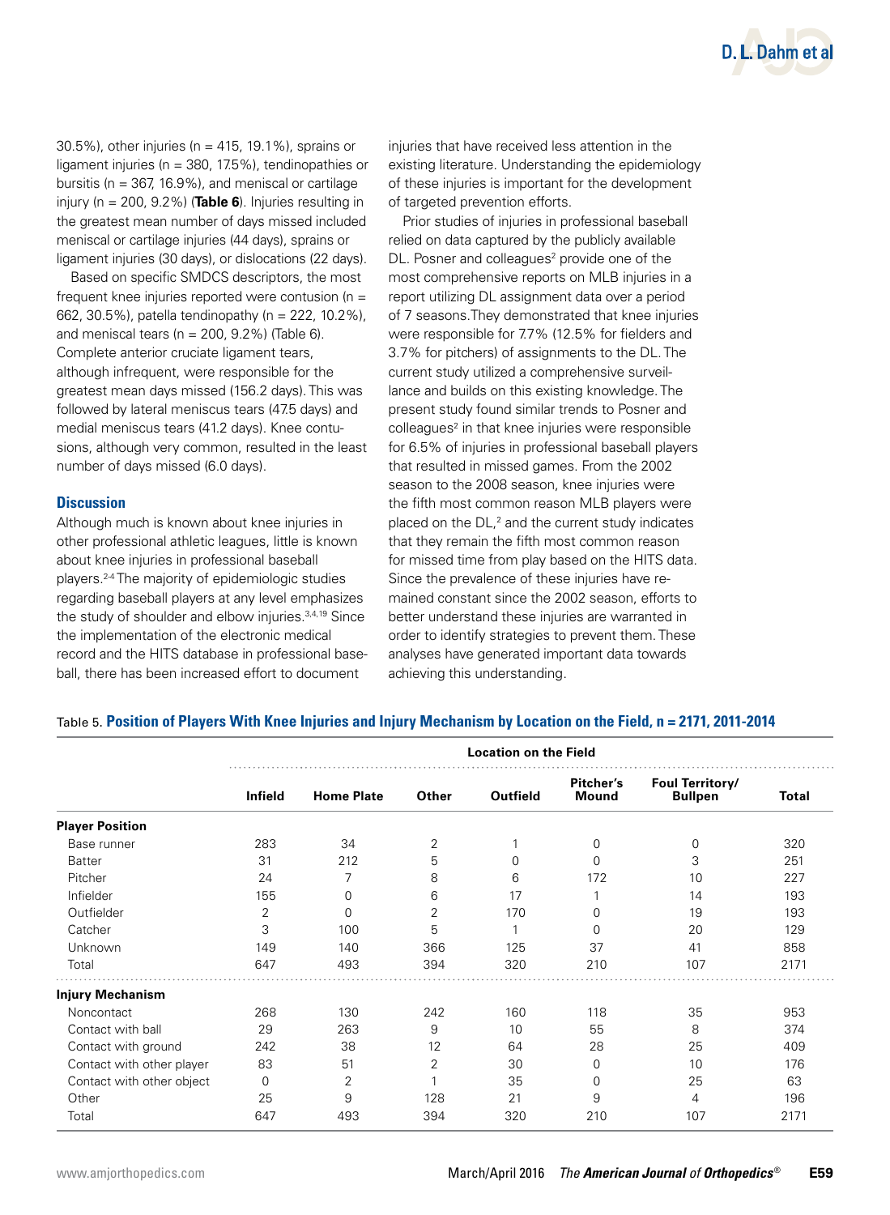30.5%), other injuries (n = 415, 19.1%), sprains or ligament injuries (n = 380, 17.5%), tendinopathies or bursitis (n = 367, 16.9%), and meniscal or cartilage injury (n = 200, 9.2%) (**Table 6**). Injuries resulting in the greatest mean number of days missed included meniscal or cartilage injuries (44 days), sprains or ligament injuries (30 days), or dislocations (22 days).

Based on specific SMDCS descriptors, the most frequent knee injuries reported were contusion (n = 662, 30.5%), patella tendinopathy (n = 222, 10.2%), and meniscal tears (n = 200, 9.2%) (Table 6). Complete anterior cruciate ligament tears, although infrequent, were responsible for the greatest mean days missed (156.2 days). This was followed by lateral meniscus tears (47.5 days) and medial meniscus tears (41.2 days). Knee contusions, although very common, resulted in the least number of days missed (6.0 days).

## Discussion

Although much is known about knee injuries in other professional athletic leagues, little is known about knee injuries in professional baseball players.[2-4] The majority of epidemiologic studies regarding baseball players at any level emphasizes the study of shoulder and elbow injuries.[3,4,19] Since the implementation of the electronic medical record and the HITS database in professional baseball, there has been increased effort to document injuries that have received less attention in the existing literature. Understanding the epidemiology of these injuries is important for the development of targeted prevention efforts.

Prior studies of injuries in professional baseball relied on data captured by the publicly available DL. Posner and colleagues[2] provide one of the most comprehensive reports on MLB injuries in a report utilizing DL assignment data over a period of 7 seasons. They demonstrated that knee injuries were responsible for 7.7% (12.5% for fielders and 3.7% for pitchers) of assignments to the DL. The current study utilized a comprehensive surveillance and builds on this existing knowledge. The present study found similar trends to Posner and colleagues[2] in that knee injuries were responsible for 6.5% of injuries in professional baseball players that resulted in missed games. From the 2002 season to the 2008 season, knee injuries were the fifth most common reason MLB players were placed on the DL,[2] and the current study indicates that they remain the fifth most common reason for missed time from play based on the HITS data. Since the prevalence of these injuries have remained constant since the 2002 season, efforts to better understand these injuries are warranted in order to identify strategies to prevent them. These analyses have generated important data towards achieving this understanding.

Table 5. **Position of Players With Knee Injuries and Injury Mechanism by Location on the Field, n = 2171, 2011-2014**

| | Location on the Field | | | | | | |
|---|---|---|---|---|---|---|---|
| | Infield | Home Plate | Other | Outfield | Pitcher's Mound | Foul Territory/ Bullpen | Total |
| **Player Position** | | | | | | | |
| Base runner | 283 | 34 | 2 | 1 | 0 | 0 | 320 |
| Batter | 31 | 212 | 5 | 0 | 0 | 3 | 251 |
| Pitcher | 24 | 7 | 8 | 6 | 172 | 10 | 227 |
| Infielder | 155 | 0 | 6 | 17 | 1 | 14 | 193 |
| Outfielder | 2 | 0 | 2 | 170 | 0 | 19 | 193 |
| Catcher | 3 | 100 | 5 | 1 | 0 | 20 | 129 |
| Unknown | 149 | 140 | 366 | 125 | 37 | 41 | 858 |
| Total | 647 | 493 | 394 | 320 | 210 | 107 | 2171 |
| **Injury Mechanism** | | | | | | | |
| Noncontact | 268 | 130 | 242 | 160 | 118 | 35 | 953 |
| Contact with ball | 29 | 263 | 9 | 10 | 55 | 8 | 374 |
| Contact with ground | 242 | 38 | 12 | 64 | 28 | 25 | 409 |
| Contact with other player | 83 | 51 | 2 | 30 | 0 | 10 | 176 |
| Contact with other object | 0 | 2 | 1 | 35 | 0 | 25 | 63 |
| Other | 25 | 9 | 128 | 21 | 9 | 4 | 196 |
| Total | 647 | 493 | 394 | 320 | 210 | 107 | 2171 |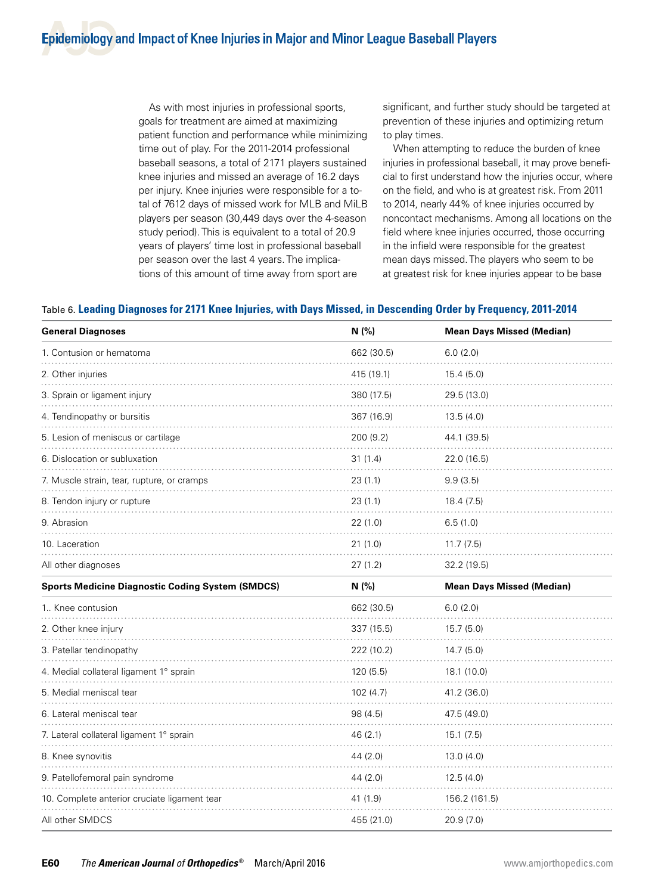As with most injuries in professional sports, goals for treatment are aimed at maximizing patient function and performance while minimizing time out of play. For the 2011-2014 professional baseball seasons, a total of 2171 players sustained knee injuries and missed an average of 16.2 days per injury. Knee injuries were responsible for a total of 7612 days of missed work for MLB and MiLB players per season (30,449 days over the 4-season study period). This is equivalent to a total of 20.9 years of players' time lost in professional baseball per season over the last 4 years. The implications of this amount of time away from sport are significant, and further study should be targeted at prevention of these injuries and optimizing return to play times.

When attempting to reduce the burden of knee injuries in professional baseball, it may prove beneficial to first understand how the injuries occur, where on the field, and who is at greatest risk. From 2011 to 2014, nearly 44% of knee injuries occurred by noncontact mechanisms. Among all locations on the field where knee injuries occurred, those occurring in the infield were responsible for the greatest mean days missed. The players who seem to be at greatest risk for knee injuries appear to be base

Table 6. **Leading Diagnoses for 2171 Knee Injuries, with Days Missed, in Descending Order by Frequency, 2011-2014**

| General Diagnoses | N (%) | Mean Days Missed (Median) |
|---|---|---|
| 1. Contusion or hematoma | 662 (30.5) | 6.0 (2.0) |
| 2. Other injuries | 415 (19.1) | 15.4 (5.0) |
| 3. Sprain or ligament injury | 380 (17.5) | 29.5 (13.0) |
| 4. Tendinopathy or bursitis | 367 (16.9) | 13.5 (4.0) |
| 5. Lesion of meniscus or cartilage | 200 (9.2) | 44.1 (39.5) |
| 6. Dislocation or subluxation | 31 (1.4) | 22.0 (16.5) |
| 7. Muscle strain, tear, rupture, or cramps | 23 (1.1) | 9.9 (3.5) |
| 8. Tendon injury or rupture | 23 (1.1) | 18.4 (7.5) |
| 9. Abrasion | 22 (1.0) | 6.5 (1.0) |
| 10. Laceration | 21 (1.0) | 11.7 (7.5) |
| All other diagnoses | 27 (1.2) | 32.2 (19.5) |
| **Sports Medicine Diagnostic Coding System (SMDCS)** | **N (%)** | **Mean Days Missed (Median)** |
| 1.. Knee contusion | 662 (30.5) | 6.0 (2.0) |
| 2. Other knee injury | 337 (15.5) | 15.7 (5.0) |
| 3. Patellar tendinopathy | 222 (10.2) | 14.7 (5.0) |
| 4. Medial collateral ligament 1° sprain | 120 (5.5) | 18.1 (10.0) |
| 5. Medial meniscal tear | 102 (4.7) | 41.2 (36.0) |
| 6. Lateral meniscal tear | 98 (4.5) | 47.5 (49.0) |
| 7. Lateral collateral ligament 1° sprain | 46 (2.1) | 15.1 (7.5) |
| 8. Knee synovitis | 44 (2.0) | 13.0 (4.0) |
| 9. Patellofemoral pain syndrome | 44 (2.0) | 12.5 (4.0) |
| 10. Complete anterior cruciate ligament tear | 41 (1.9) | 156.2 (161.5) |
| All other SMDCS | 455 (21.0) | 20.9 (7.0) |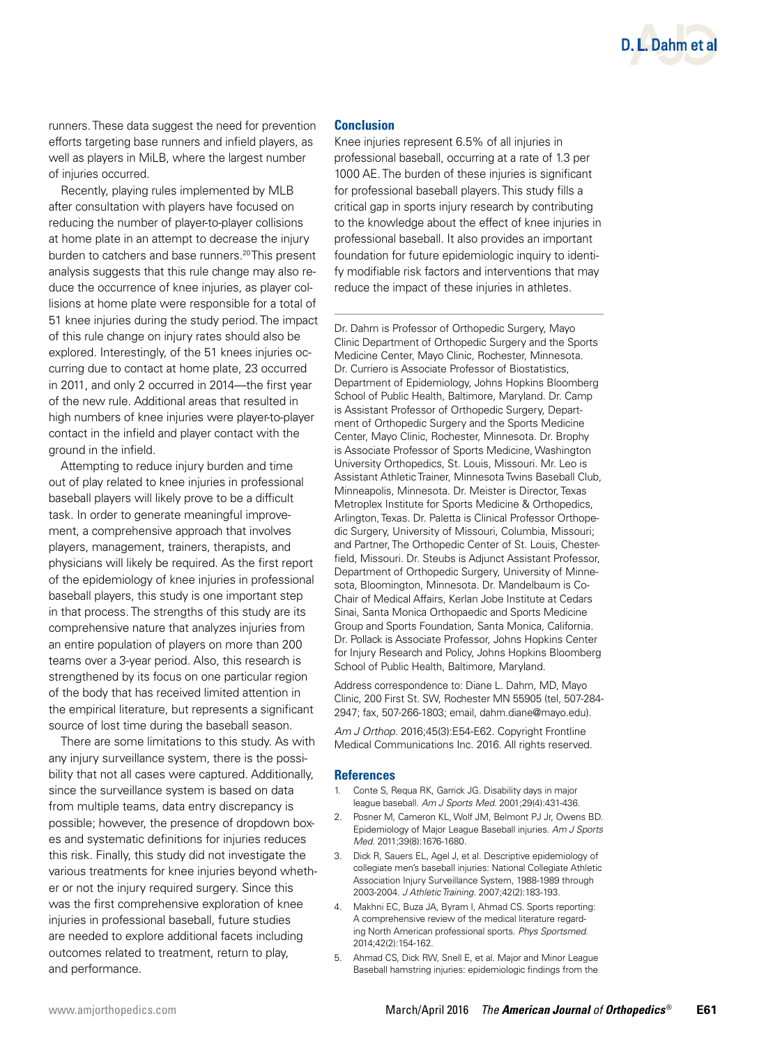runners. These data suggest the need for prevention efforts targeting base runners and infield players, as well as players in MiLB, where the largest number of injuries occurred.

Recently, playing rules implemented by MLB after consultation with players have focused on reducing the number of player-to-player collisions at home plate in an attempt to decrease the injury burden to catchers and base runners.[20] This present analysis suggests that this rule change may also reduce the occurrence of knee injuries, as player collisions at home plate were responsible for a total of 51 knee injuries during the study period. The impact of this rule change on injury rates should also be explored. Interestingly, of the 51 knees injuries occurring due to contact at home plate, 23 occurred in 2011, and only 2 occurred in 2014—the first year of the new rule. Additional areas that resulted in high numbers of knee injuries were player-to-player contact in the infield and player contact with the ground in the infield.

Attempting to reduce injury burden and time out of play related to knee injuries in professional baseball players will likely prove to be a difficult task. In order to generate meaningful improvement, a comprehensive approach that involves players, management, trainers, therapists, and physicians will likely be required. As the first report of the epidemiology of knee injuries in professional baseball players, this study is one important step in that process. The strengths of this study are its comprehensive nature that analyzes injuries from an entire population of players on more than 200 teams over a 3-year period. Also, this research is strengthened by its focus on one particular region of the body that has received limited attention in the empirical literature, but represents a significant source of lost time during the baseball season.

There are some limitations to this study. As with any injury surveillance system, there is the possibility that not all cases were captured. Additionally, since the surveillance system is based on data from multiple teams, data entry discrepancy is possible; however, the presence of dropdown boxes and systematic definitions for injuries reduces this risk. Finally, this study did not investigate the various treatments for knee injuries beyond whether or not the injury required surgery. Since this was the first comprehensive exploration of knee injuries in professional baseball, future studies are needed to explore additional facets including outcomes related to treatment, return to play, and performance.

## Conclusion

Knee injuries represent 6.5% of all injuries in professional baseball, occurring at a rate of 1.3 per 1000 AE. The burden of these injuries is significant for professional baseball players. This study fills a critical gap in sports injury research by contributing to the knowledge about the effect of knee injuries in professional baseball. It also provides an important foundation for future epidemiologic inquiry to identify modifiable risk factors and interventions that may reduce the impact of these injuries in athletes.

---

Dr. Dahm is Professor of Orthopedic Surgery, Mayo Clinic Department of Orthopedic Surgery and the Sports Medicine Center, Mayo Clinic, Rochester, Minnesota. Dr. Curriero is Associate Professor of Biostatistics, Department of Epidemiology, Johns Hopkins Bloomberg School of Public Health, Baltimore, Maryland. Dr. Camp is Assistant Professor of Orthopedic Surgery, Department of Orthopedic Surgery and the Sports Medicine Center, Mayo Clinic, Rochester, Minnesota. Dr. Brophy is Associate Professor of Sports Medicine, Washington University Orthopedics, St. Louis, Missouri. Mr. Leo is Assistant Athletic Trainer, Minnesota Twins Baseball Club, Minneapolis, Minnesota. Dr. Meister is Director, Texas Metroplex Institute for Sports Medicine & Orthopedics, Arlington, Texas. Dr. Paletta is Clinical Professor Orthopedic Surgery, University of Missouri, Columbia, Missouri; and Partner, The Orthopedic Center of St. Louis, Chesterfield, Missouri. Dr. Steubs is Adjunct Assistant Professor, Department of Orthopedic Surgery, University of Minnesota, Bloomington, Minnesota. Dr. Mandelbaum is Co-Chair of Medical Affairs, Kerlan Jobe Institute at Cedars Sinai, Santa Monica Orthopaedic and Sports Medicine Group and Sports Foundation, Santa Monica, California. Dr. Pollack is Associate Professor, Johns Hopkins Center for Injury Research and Policy, Johns Hopkins Bloomberg School of Public Health, Baltimore, Maryland.

Address correspondence to: Diane L. Dahm, MD, Mayo Clinic, 200 First St. SW, Rochester MN 55905 (tel, 507-284-2947; fax, 507-266-1803; email, dahm.diane@mayo.edu).

*Am J Orthop.* 2016;45(3):E54-E62. Copyright Frontline Medical Communications Inc. 2016. All rights reserved.

## References

1. Conte S, Requa RK, Garrick JG. Disability days in major league baseball. *Am J Sports Med.* 2001;29(4):431-436.
2. Posner M, Cameron KL, Wolf JM, Belmont PJ Jr, Owens BD. Epidemiology of Major League Baseball injuries. *Am J Sports Med.* 2011;39(8):1676-1680.
3. Dick R, Sauers EL, Agel J, et al. Descriptive epidemiology of collegiate men's baseball injuries: National Collegiate Athletic Association Injury Surveillance System, 1988-1989 through 2003-2004. *J Athletic Training.* 2007;42(2):183-193.
4. Makhni EC, Buza JA, Byram I, Ahmad CS. Sports reporting: A comprehensive review of the medical literature regarding North American professional sports. *Phys Sportsmed.* 2014;42(2):154-162.
5. Ahmad CS, Dick RW, Snell E, et al. Major and Minor League Baseball hamstring injuries: epidemiologic findings from the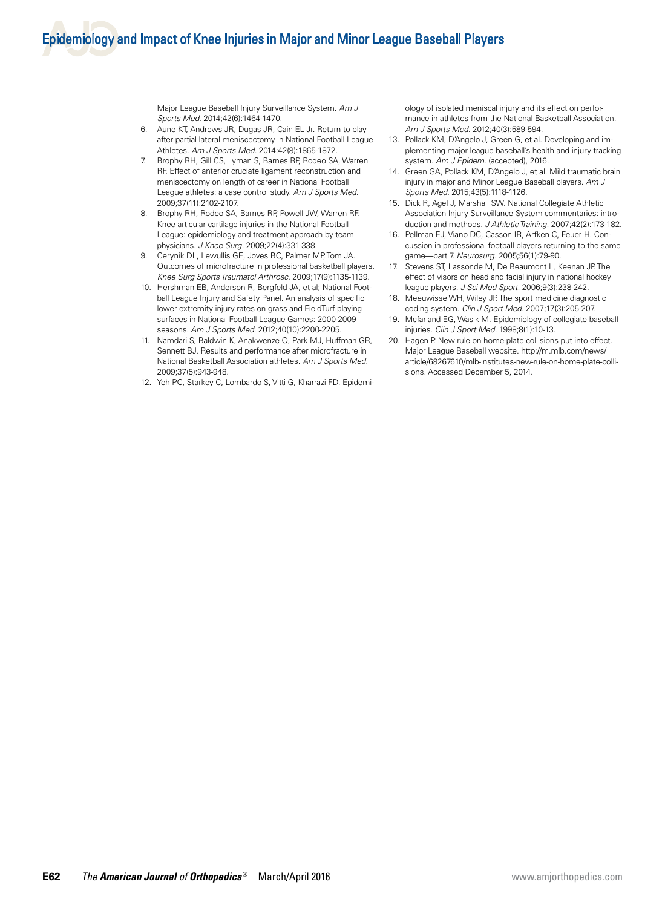Major League Baseball Injury Surveillance System. *Am J Sports Med*. 2014;42(6):1464-1470.

6. Aune KT, Andrews JR, Dugas JR, Cain EL Jr. Return to play after partial lateral meniscectomy in National Football League Athletes. *Am J Sports Med*. 2014;42(8):1865-1872.
7. Brophy RH, Gill CS, Lyman S, Barnes RP, Rodeo SA, Warren RF. Effect of anterior cruciate ligament reconstruction and meniscectomy on length of career in National Football League athletes: a case control study. *Am J Sports Med*. 2009;37(11):2102-2107.
8. Brophy RH, Rodeo SA, Barnes RP, Powell JW, Warren RF. Knee articular cartilage injuries in the National Football League: epidemiology and treatment approach by team physicians. *J Knee Surg*. 2009;22(4):331-338.
9. Cerynik DL, Lewullis GE, Joves BC, Palmer MP, Tom JA. Outcomes of microfracture in professional basketball players. *Knee Surg Sports Traumatol Arthrosc*. 2009;17(9):1135-1139.
10. Hershman EB, Anderson R, Bergfeld JA, et al; National Football League Injury and Safety Panel. An analysis of specific lower extremity injury rates on grass and FieldTurf playing surfaces in National Football League Games: 2000-2009 seasons. *Am J Sports Med*. 2012;40(10):2200-2205.
11. Namdari S, Baldwin K, Anakwenze O, Park MJ, Huffman GR, Sennett BJ. Results and performance after microfracture in National Basketball Association athletes. *Am J Sports Med*. 2009;37(5):943-948.
12. Yeh PC, Starkey C, Lombardo S, Vitti G, Kharrazi FD. Epidemiology of isolated meniscal injury and its effect on performance in athletes from the National Basketball Association. *Am J Sports Med*. 2012;40(3):589-594.
13. Pollack KM, D'Angelo J, Green G, et al. Developing and implementing major league baseball's health and injury tracking system. *Am J Epidem*. (accepted), 2016.
14. Green GA, Pollack KM, D'Angelo J, et al. Mild traumatic brain injury in major and Minor League Baseball players. *Am J Sports Med*. 2015;43(5):1118-1126.
15. Dick R, Agel J, Marshall SW. National Collegiate Athletic Association Injury Surveillance System commentaries: introduction and methods. *J Athletic Training*. 2007;42(2):173-182.
16. Pellman EJ, Viano DC, Casson IR, Arfken C, Feuer H. Concussion in professional football players returning to the same game—part 7. *Neurosurg*. 2005;56(1):79-90.
17. Stevens ST, Lassonde M, De Beaumont L, Keenan JP. The effect of visors on head and facial injury in national hockey league players. *J Sci Med Sport*. 2006;9(3):238-242.
18. Meeuwisse WH, Wiley JP. The sport medicine diagnostic coding system. *Clin J Sport Med*. 2007;17(3):205-207.
19. Mcfarland EG, Wasik M. Epidemiology of collegiate baseball injuries. *Clin J Sport Med*. 1998;8(1):10-13.
20. Hagen P. New rule on home-plate collisions put into effect. Major League Baseball website. http://m.mlb.com/news/article/68267610/mlb-institutes-new-rule-on-home-plate-collisions. Accessed December 5, 2014.